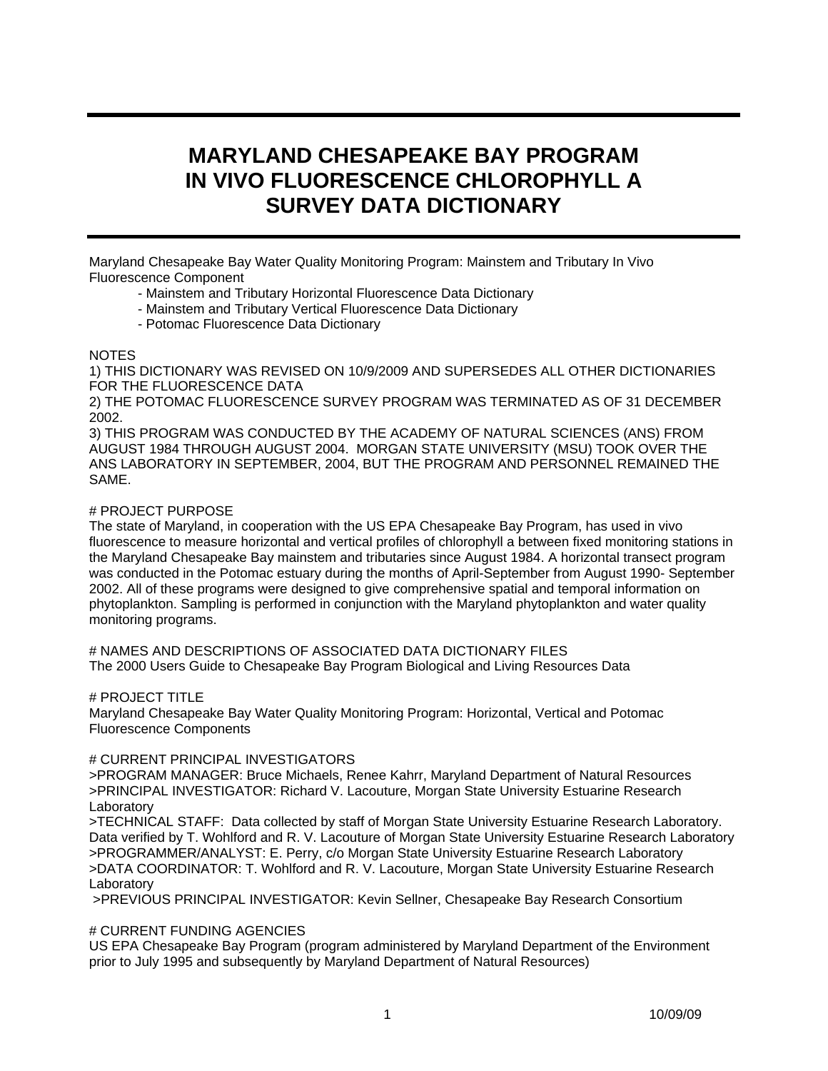# MARYLAND CHESAPEAKE BAY PROGRAM IN VIVO FLUORESCENCE CHLOROPHYLL A SURVEY DATA DICTIONARY

Maryland Chesapeake Bay Water Quality Monitoring Program: Mainstem and Tributary In Vivo Fluorescence Component

- Mainstem and Tributary Horizontal Fluorescence Data Dictionary
- Mainstem and Tributary Vertical Fluorescence Data Dictionary
- Potomac Fluorescence Data Dictionary

NOTES

1) THIS DICTIONARY WAS REVISED ON 10/9/2009 AND SUPERSEDES ALL OTHER DICTIONARIES FOR THE FLUORESCENCE DATA

2) THE POTOMAC FLUORESCENCE SURVEY PROGRAM WAS TERMINATED AS OF 31 DECEMBER 2002.

3) THIS PROGRAM WAS CONDUCTED BY THE ACADEMY OF NATURAL SCIENCES (ANS) FROM AUGUST 1984 THROUGH AUGUST 2004. MORGAN STATE UNIVERSITY (MSU) TOOK OVER THE ANS LABORATORY IN SEPTEMBER, 2004, BUT THE PROGRAM AND PERSONNEL REMAINED THE SAME.

# PROJECT PURPOSE

The state of Maryland, in cooperation with the US EPA Chesapeake Bay Program, has used in vivo fluorescence to measure horizontal and vertical profiles of chlorophyll a between fixed monitoring stations in the Maryland Chesapeake Bay mainstem and tributaries since August 1984. A horizontal transect program was conducted in the Potomac estuary during the months of April-September from August 1990- September 2002. All of these programs were designed to give comprehensive spatial and temporal information on phytoplankton. Sampling is performed in conjunction with the Maryland phytoplankton and water quality monitoring programs.

# NAMES AND DESCRIPTIONS OF ASSOCIATED DATA DICTIONARY FILES

The 2000 Users Guide to Chesapeake Bay Program Biological and Living Resources Data

# PROJECT TITLE

Maryland Chesapeake Bay Water Quality Monitoring Program: Horizontal, Vertical and Potomac Fluorescence Components

# CURRENT PRINCIPAL INVESTIGATORS

>PROGRAM MANAGER: Bruce Michaels, Renee Kahrr, Maryland Department of Natural Resources

>PRINCIPAL INVESTIGATOR: Richard V. Lacouture, Morgan State University Estuarine Research Laboratory

>TECHNICAL STAFF: Data collected by staff of Morgan State University Estuarine Research Laboratory. Data verified by T. Wohlford and R. V. Lacouture of Morgan State University Estuarine Research Laboratory

>PROGRAMMER/ANALYST: E. Perry, c/o Morgan State University Estuarine Research Laboratory

>DATA COORDINATOR: T. Wohlford and R. V. Lacouture, Morgan State University Estuarine Research Laboratory

>PREVIOUS PRINCIPAL INVESTIGATOR: Kevin Sellner, Chesapeake Bay Research Consortium

# CURRENT FUNDING AGENCIES

US EPA Chesapeake Bay Program (program administered by Maryland Department of the Environment prior to July 1995 and subsequently by Maryland Department of Natural Resources)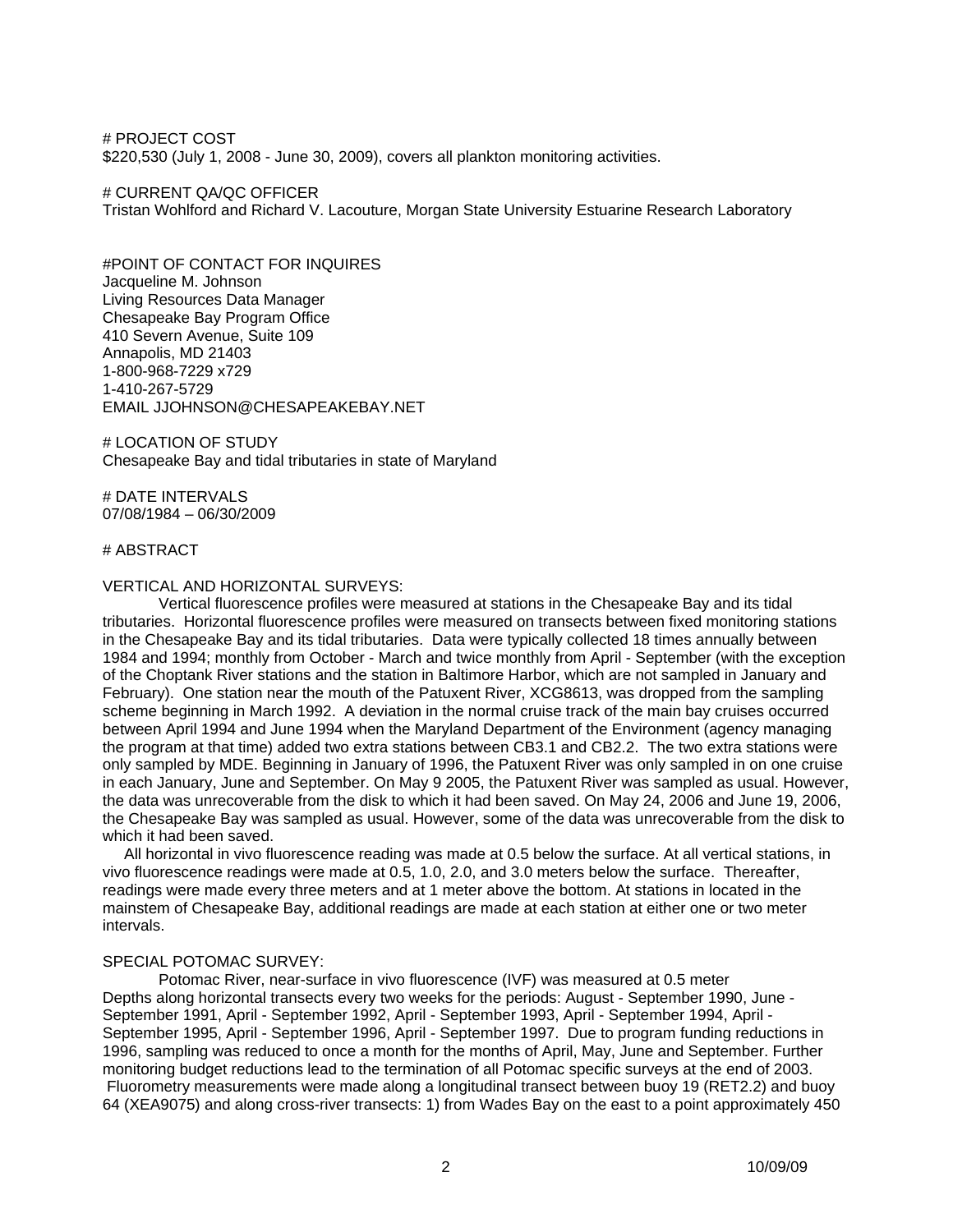# PROJECT COST
$220,530 (July 1, 2008 - June 30, 2009), covers all plankton monitoring activities.

# CURRENT QA/QC OFFICER
Tristan Wohlford and Richard V. Lacouture, Morgan State University Estuarine Research Laboratory

#POINT OF CONTACT FOR INQUIRES
Jacqueline M. Johnson
Living Resources Data Manager
Chesapeake Bay Program Office
410 Severn Avenue, Suite 109
Annapolis, MD 21403
1-800-968-7229 x729
1-410-267-5729
EMAIL JJOHNSON@CHESAPEAKEBAY.NET

# LOCATION OF STUDY
Chesapeake Bay and tidal tributaries in state of Maryland

# DATE INTERVALS
07/08/1984 – 06/30/2009

# ABSTRACT

VERTICAL AND HORIZONTAL SURVEYS:

Vertical fluorescence profiles were measured at stations in the Chesapeake Bay and its tidal tributaries. Horizontal fluorescence profiles were measured on transects between fixed monitoring stations in the Chesapeake Bay and its tidal tributaries. Data were typically collected 18 times annually between 1984 and 1994; monthly from October - March and twice monthly from April - September (with the exception of the Choptank River stations and the station in Baltimore Harbor, which are not sampled in January and February). One station near the mouth of the Patuxent River, XCG8613, was dropped from the sampling scheme beginning in March 1992. A deviation in the normal cruise track of the main bay cruises occurred between April 1994 and June 1994 when the Maryland Department of the Environment (agency managing the program at that time) added two extra stations between CB3.1 and CB2.2. The two extra stations were only sampled by MDE. Beginning in January of 1996, the Patuxent River was only sampled in on one cruise in each January, June and September. On May 9 2005, the Patuxent River was sampled as usual. However, the data was unrecoverable from the disk to which it had been saved. On May 24, 2006 and June 19, 2006, the Chesapeake Bay was sampled as usual. However, some of the data was unrecoverable from the disk to which it had been saved.

All horizontal in vivo fluorescence reading was made at 0.5 below the surface. At all vertical stations, in vivo fluorescence readings were made at 0.5, 1.0, 2.0, and 3.0 meters below the surface. Thereafter, readings were made every three meters and at 1 meter above the bottom. At stations in located in the mainstem of Chesapeake Bay, additional readings are made at each station at either one or two meter intervals.

SPECIAL POTOMAC SURVEY:

Potomac River, near-surface in vivo fluorescence (IVF) was measured at 0.5 meter Depths along horizontal transects every two weeks for the periods: August - September 1990, June - September 1991, April - September 1992, April - September 1993, April - September 1994, April - September 1995, April - September 1996, April - September 1997. Due to program funding reductions in 1996, sampling was reduced to once a month for the months of April, May, June and September. Further monitoring budget reductions lead to the termination of all Potomac specific surveys at the end of 2003. Fluorometry measurements were made along a longitudinal transect between buoy 19 (RET2.2) and buoy 64 (XEA9075) and along cross-river transects: 1) from Wades Bay on the east to a point approximately 450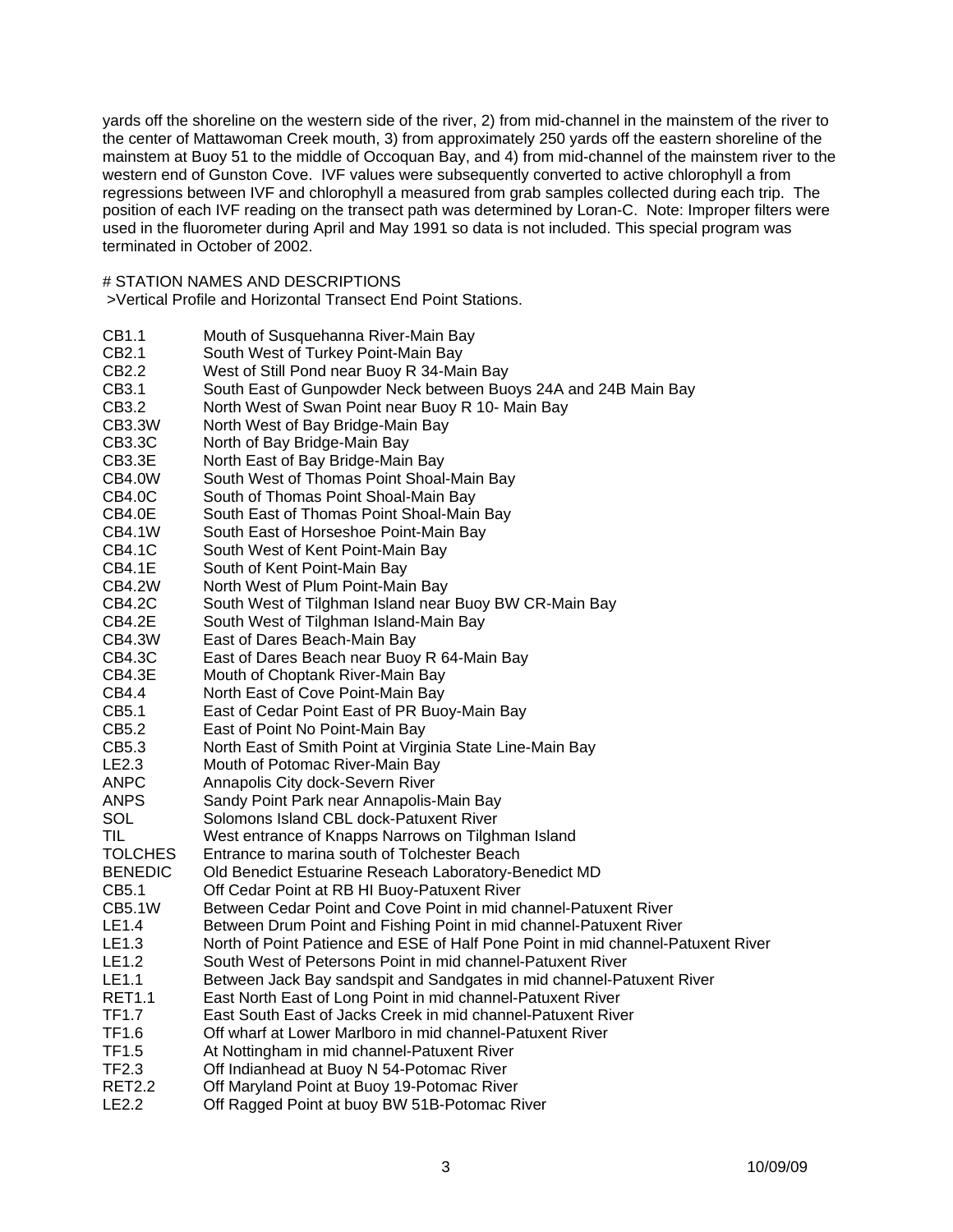yards off the shoreline on the western side of the river, 2) from mid-channel in the mainstem of the river to the center of Mattawoman Creek mouth, 3) from approximately 250 yards off the eastern shoreline of the mainstem at Buoy 51 to the middle of Occoquan Bay, and 4) from mid-channel of the mainstem river to the western end of Gunston Cove. IVF values were subsequently converted to active chlorophyll a from regressions between IVF and chlorophyll a measured from grab samples collected during each trip. The position of each IVF reading on the transect path was determined by Loran-C. Note: Improper filters were used in the fluorometer during April and May 1991 so data is not included. This special program was terminated in October of 2002.

# STATION NAMES AND DESCRIPTIONS

>Vertical Profile and Horizontal Transect End Point Stations.

| | |
|---|---|
| CB1.1 | Mouth of Susquehanna River-Main Bay |
| CB2.1 | South West of Turkey Point-Main Bay |
| CB2.2 | West of Still Pond near Buoy R 34-Main Bay |
| CB3.1 | South East of Gunpowder Neck between Buoys 24A and 24B Main Bay |
| CB3.2 | North West of Swan Point near Buoy R 10- Main Bay |
| CB3.3W | North West of Bay Bridge-Main Bay |
| CB3.3C | North of Bay Bridge-Main Bay |
| CB3.3E | North East of Bay Bridge-Main Bay |
| CB4.0W | South West of Thomas Point Shoal-Main Bay |
| CB4.0C | South of Thomas Point Shoal-Main Bay |
| CB4.0E | South East of Thomas Point Shoal-Main Bay |
| CB4.1W | South East of Horseshoe Point-Main Bay |
| CB4.1C | South West of Kent Point-Main Bay |
| CB4.1E | South of Kent Point-Main Bay |
| CB4.2W | North West of Plum Point-Main Bay |
| CB4.2C | South West of Tilghman Island near Buoy BW CR-Main Bay |
| CB4.2E | South West of Tilghman Island-Main Bay |
| CB4.3W | East of Dares Beach-Main Bay |
| CB4.3C | East of Dares Beach near Buoy R 64-Main Bay |
| CB4.3E | Mouth of Choptank River-Main Bay |
| CB4.4 | North East of Cove Point-Main Bay |
| CB5.1 | East of Cedar Point East of PR Buoy-Main Bay |
| CB5.2 | East of Point No Point-Main Bay |
| CB5.3 | North East of Smith Point at Virginia State Line-Main Bay |
| LE2.3 | Mouth of Potomac River-Main Bay |
| ANPC | Annapolis City dock-Severn River |
| ANPS | Sandy Point Park near Annapolis-Main Bay |
| SOL | Solomons Island CBL dock-Patuxent River |
| TIL | West entrance of Knapps Narrows on Tilghman Island |
| TOLCHES | Entrance to marina south of Tolchester Beach |
| BENEDIC | Old Benedict Estuarine Reseach Laboratory-Benedict MD |
| CB5.1 | Off Cedar Point at RB HI Buoy-Patuxent River |
| CB5.1W | Between Cedar Point and Cove Point in mid channel-Patuxent River |
| LE1.4 | Between Drum Point and Fishing Point in mid channel-Patuxent River |
| LE1.3 | North of Point Patience and ESE of Half Pone Point in mid channel-Patuxent River |
| LE1.2 | South West of Petersons Point in mid channel-Patuxent River |
| LE1.1 | Between Jack Bay sandspit and Sandgates in mid channel-Patuxent River |
| RET1.1 | East North East of Long Point in mid channel-Patuxent River |
| TF1.7 | East South East of Jacks Creek in mid channel-Patuxent River |
| TF1.6 | Off wharf at Lower Marlboro in mid channel-Patuxent River |
| TF1.5 | At Nottingham in mid channel-Patuxent River |
| TF2.3 | Off Indianhead at Buoy N 54-Potomac River |
| RET2.2 | Off Maryland Point at Buoy 19-Potomac River |
| LE2.2 | Off Ragged Point at buoy BW 51B-Potomac River |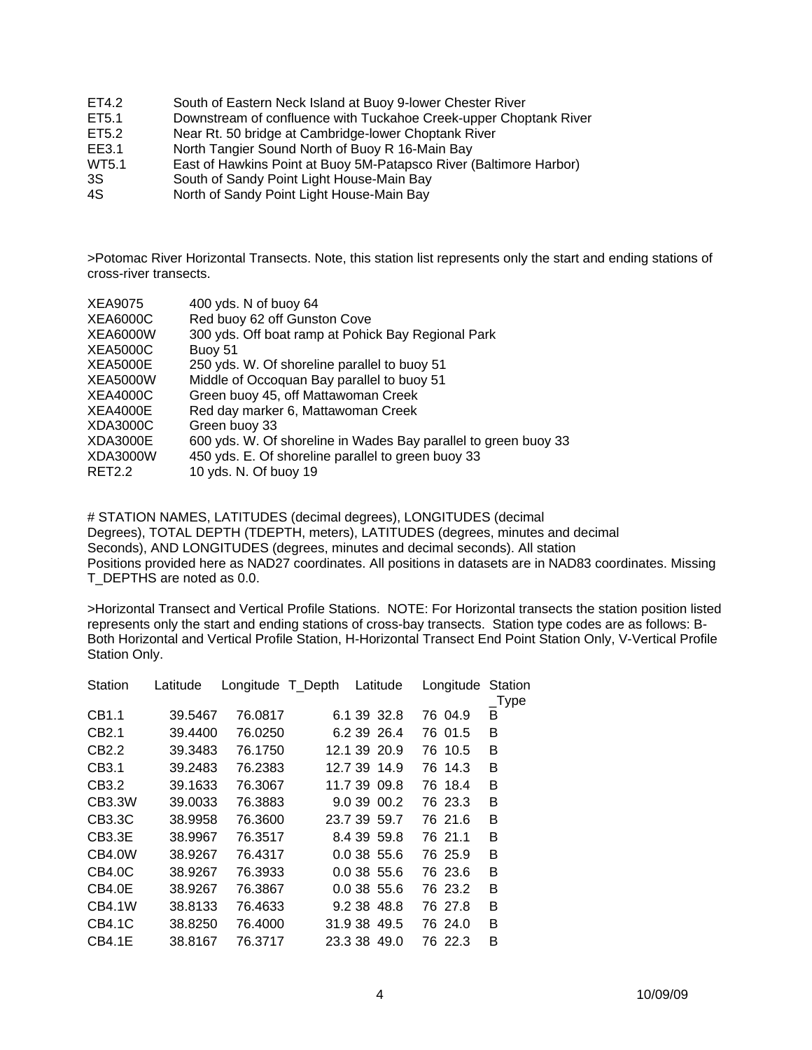| | |
|---|---|
| ET4.2 | South of Eastern Neck Island at Buoy 9-lower Chester River |
| ET5.1 | Downstream of confluence with Tuckahoe Creek-upper Choptank River |
| ET5.2 | Near Rt. 50 bridge at Cambridge-lower Choptank River |
| EE3.1 | North Tangier Sound North of Buoy R 16-Main Bay |
| WT5.1 | East of Hawkins Point at Buoy 5M-Patapsco River (Baltimore Harbor) |
| 3S | South of Sandy Point Light House-Main Bay |
| 4S | North of Sandy Point Light House-Main Bay |

>Potomac River Horizontal Transects. Note, this station list represents only the start and ending stations of cross-river transects.

| | |
|---|---|
| XEA9075 | 400 yds. N of buoy 64 |
| XEA6000C | Red buoy 62 off Gunston Cove |
| XEA6000W | 300 yds. Off boat ramp at Pohick Bay Regional Park |
| XEA5000C | Buoy 51 |
| XEA5000E | 250 yds. W. Of shoreline parallel to buoy 51 |
| XEA5000W | Middle of Occoquan Bay parallel to buoy 51 |
| XEA4000C | Green buoy 45, off Mattawoman Creek |
| XEA4000E | Red day marker 6, Mattawoman Creek |
| XDA3000C | Green buoy 33 |
| XDA3000E | 600 yds. W. Of shoreline in Wades Bay parallel to green buoy 33 |
| XDA3000W | 450 yds. E. Of shoreline parallel to green buoy 33 |
| RET2.2 | 10 yds. N. Of buoy 19 |

# STATION NAMES, LATITUDES (decimal degrees), LONGITUDES (decimal Degrees), TOTAL DEPTH (TDEPTH, meters), LATITUDES (degrees, minutes and decimal Seconds), AND LONGITUDES (degrees, minutes and decimal seconds). All station Positions provided here as NAD27 coordinates. All positions in datasets are in NAD83 coordinates. Missing T_DEPTHS are noted as 0.0.

>Horizontal Transect and Vertical Profile Stations. NOTE: For Horizontal transects the station position listed represents only the start and ending stations of cross-bay transects. Station type codes are as follows: B-Both Horizontal and Vertical Profile Station, H-Horizontal Transect End Point Station Only, V-Vertical Profile Station Only.

| Station | Latitude | Longitude | T_Depth | Latitude | Longitude | Station_Type |
|---|---|---|---|---|---|---|
| CB1.1 | 39.5467 | 76.0817 | 6.1 | 39 32.8 | 76 04.9 | B |
| CB2.1 | 39.4400 | 76.0250 | 6.2 | 39 26.4 | 76 01.5 | B |
| CB2.2 | 39.3483 | 76.1750 | 12.1 | 39 20.9 | 76 10.5 | B |
| CB3.1 | 39.2483 | 76.2383 | 12.7 | 39 14.9 | 76 14.3 | B |
| CB3.2 | 39.1633 | 76.3067 | 11.7 | 39 09.8 | 76 18.4 | B |
| CB3.3W | 39.0033 | 76.3883 | 9.0 | 39 00.2 | 76 23.3 | B |
| CB3.3C | 38.9958 | 76.3600 | 23.7 | 39 59.7 | 76 21.6 | B |
| CB3.3E | 38.9967 | 76.3517 | 8.4 | 39 59.8 | 76 21.1 | B |
| CB4.0W | 38.9267 | 76.4317 | 0.0 | 38 55.6 | 76 25.9 | B |
| CB4.0C | 38.9267 | 76.3933 | 0.0 | 38 55.6 | 76 23.6 | B |
| CB4.0E | 38.9267 | 76.3867 | 0.0 | 38 55.6 | 76 23.2 | B |
| CB4.1W | 38.8133 | 76.4633 | 9.2 | 38 48.8 | 76 27.8 | B |
| CB4.1C | 38.8250 | 76.4000 | 31.9 | 38 49.5 | 76 24.0 | B |
| CB4.1E | 38.8167 | 76.3717 | 23.3 | 38 49.0 | 76 22.3 | B |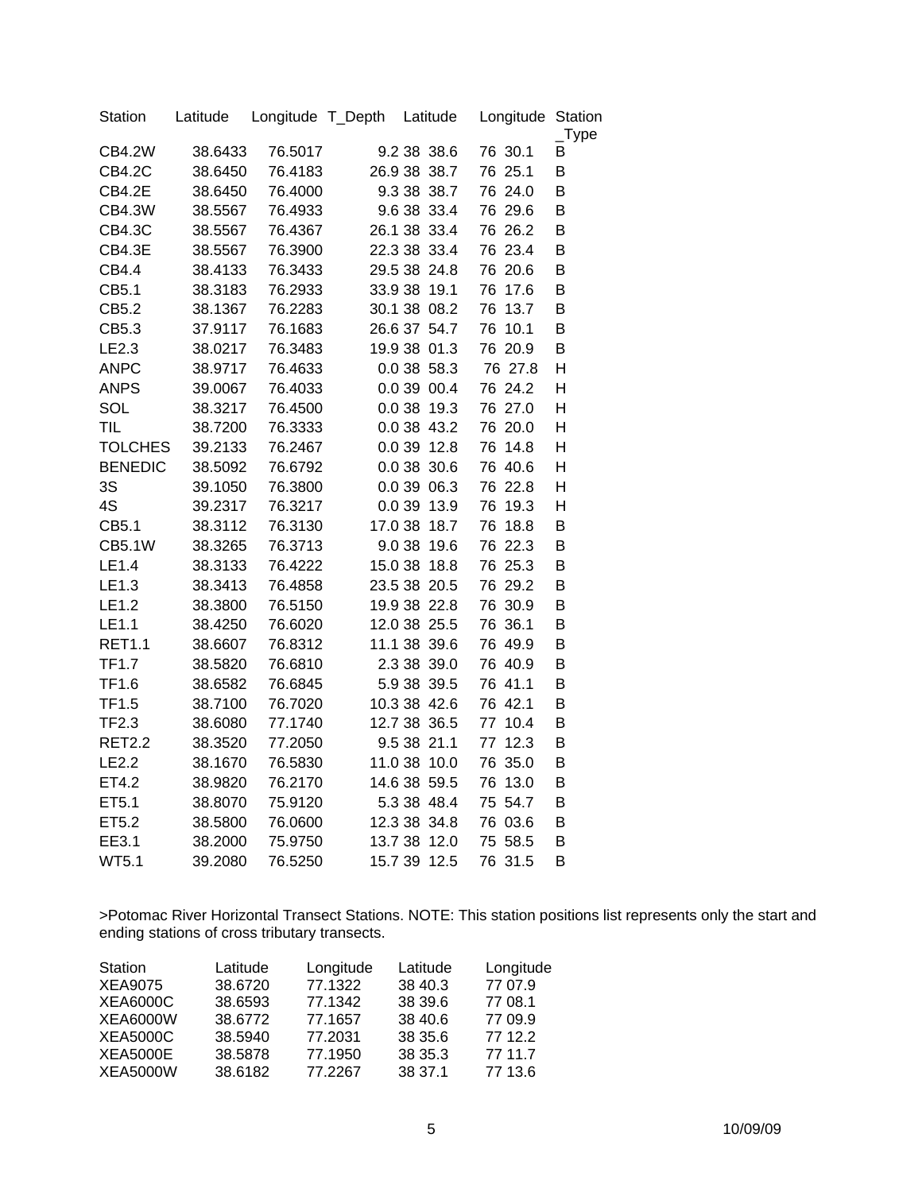| Station | Latitude | Longitude | T_Depth | Latitude | Longitude | Station_Type |
|---|---|---|---|---|---|---|
| CB4.2W | 38.6433 | 76.5017 | 9.2 | 38 38.6 | 76 30.1 | B |
| CB4.2C | 38.6450 | 76.4183 | 26.9 | 38 38.7 | 76 25.1 | B |
| CB4.2E | 38.6450 | 76.4000 | 9.3 | 38 38.7 | 76 24.0 | B |
| CB4.3W | 38.5567 | 76.4933 | 9.6 | 38 33.4 | 76 29.6 | B |
| CB4.3C | 38.5567 | 76.4367 | 26.1 | 38 33.4 | 76 26.2 | B |
| CB4.3E | 38.5567 | 76.3900 | 22.3 | 38 33.4 | 76 23.4 | B |
| CB4.4 | 38.4133 | 76.3433 | 29.5 | 38 24.8 | 76 20.6 | B |
| CB5.1 | 38.3183 | 76.2933 | 33.9 | 38 19.1 | 76 17.6 | B |
| CB5.2 | 38.1367 | 76.2283 | 30.1 | 38 08.2 | 76 13.7 | B |
| CB5.3 | 37.9117 | 76.1683 | 26.6 | 37 54.7 | 76 10.1 | B |
| LE2.3 | 38.0217 | 76.3483 | 19.9 | 38 01.3 | 76 20.9 | B |
| ANPC | 38.9717 | 76.4633 | 0.0 | 38 58.3 | 76 27.8 | H |
| ANPS | 39.0067 | 76.4033 | 0.0 | 39 00.4 | 76 24.2 | H |
| SOL | 38.3217 | 76.4500 | 0.0 | 38 19.3 | 76 27.0 | H |
| TIL | 38.7200 | 76.3333 | 0.0 | 38 43.2 | 76 20.0 | H |
| TOLCHES | 39.2133 | 76.2467 | 0.0 | 39 12.8 | 76 14.8 | H |
| BENEDIC | 38.5092 | 76.6792 | 0.0 | 38 30.6 | 76 40.6 | H |
| 3S | 39.1050 | 76.3800 | 0.0 | 39 06.3 | 76 22.8 | H |
| 4S | 39.2317 | 76.3217 | 0.0 | 39 13.9 | 76 19.3 | H |
| CB5.1 | 38.3112 | 76.3130 | 17.0 | 38 18.7 | 76 18.8 | B |
| CB5.1W | 38.3265 | 76.3713 | 9.0 | 38 19.6 | 76 22.3 | B |
| LE1.4 | 38.3133 | 76.4222 | 15.0 | 38 18.8 | 76 25.3 | B |
| LE1.3 | 38.3413 | 76.4858 | 23.5 | 38 20.5 | 76 29.2 | B |
| LE1.2 | 38.3800 | 76.5150 | 19.9 | 38 22.8 | 76 30.9 | B |
| LE1.1 | 38.4250 | 76.6020 | 12.0 | 38 25.5 | 76 36.1 | B |
| RET1.1 | 38.6607 | 76.8312 | 11.1 | 38 39.6 | 76 49.9 | B |
| TF1.7 | 38.5820 | 76.6810 | 2.3 | 38 39.0 | 76 40.9 | B |
| TF1.6 | 38.6582 | 76.6845 | 5.9 | 38 39.5 | 76 41.1 | B |
| TF1.5 | 38.7100 | 76.7020 | 10.3 | 38 42.6 | 76 42.1 | B |
| TF2.3 | 38.6080 | 77.1740 | 12.7 | 38 36.5 | 77 10.4 | B |
| RET2.2 | 38.3520 | 77.2050 | 9.5 | 38 21.1 | 77 12.3 | B |
| LE2.2 | 38.1670 | 76.5830 | 11.0 | 38 10.0 | 76 35.0 | B |
| ET4.2 | 38.9820 | 76.2170 | 14.6 | 38 59.5 | 76 13.0 | B |
| ET5.1 | 38.8070 | 75.9120 | 5.3 | 38 48.4 | 75 54.7 | B |
| ET5.2 | 38.5800 | 76.0600 | 12.3 | 38 34.8 | 76 03.6 | B |
| EE3.1 | 38.2000 | 75.9750 | 13.7 | 38 12.0 | 75 58.5 | B |
| WT5.1 | 39.2080 | 76.5250 | 15.7 | 39 12.5 | 76 31.5 | B |

>Potomac River Horizontal Transect Stations. NOTE: This station positions list represents only the start and ending stations of cross tributary transects.

| Station | Latitude | Longitude | Latitude | Longitude |
|---|---|---|---|---|
| XEA9075 | 38.6720 | 77.1322 | 38 40.3 | 77 07.9 |
| XEA6000C | 38.6593 | 77.1342 | 38 39.6 | 77 08.1 |
| XEA6000W | 38.6772 | 77.1657 | 38 40.6 | 77 09.9 |
| XEA5000C | 38.5940 | 77.2031 | 38 35.6 | 77 12.2 |
| XEA5000E | 38.5878 | 77.1950 | 38 35.3 | 77 11.7 |
| XEA5000W | 38.6182 | 77.2267 | 38 37.1 | 77 13.6 |

10/09/09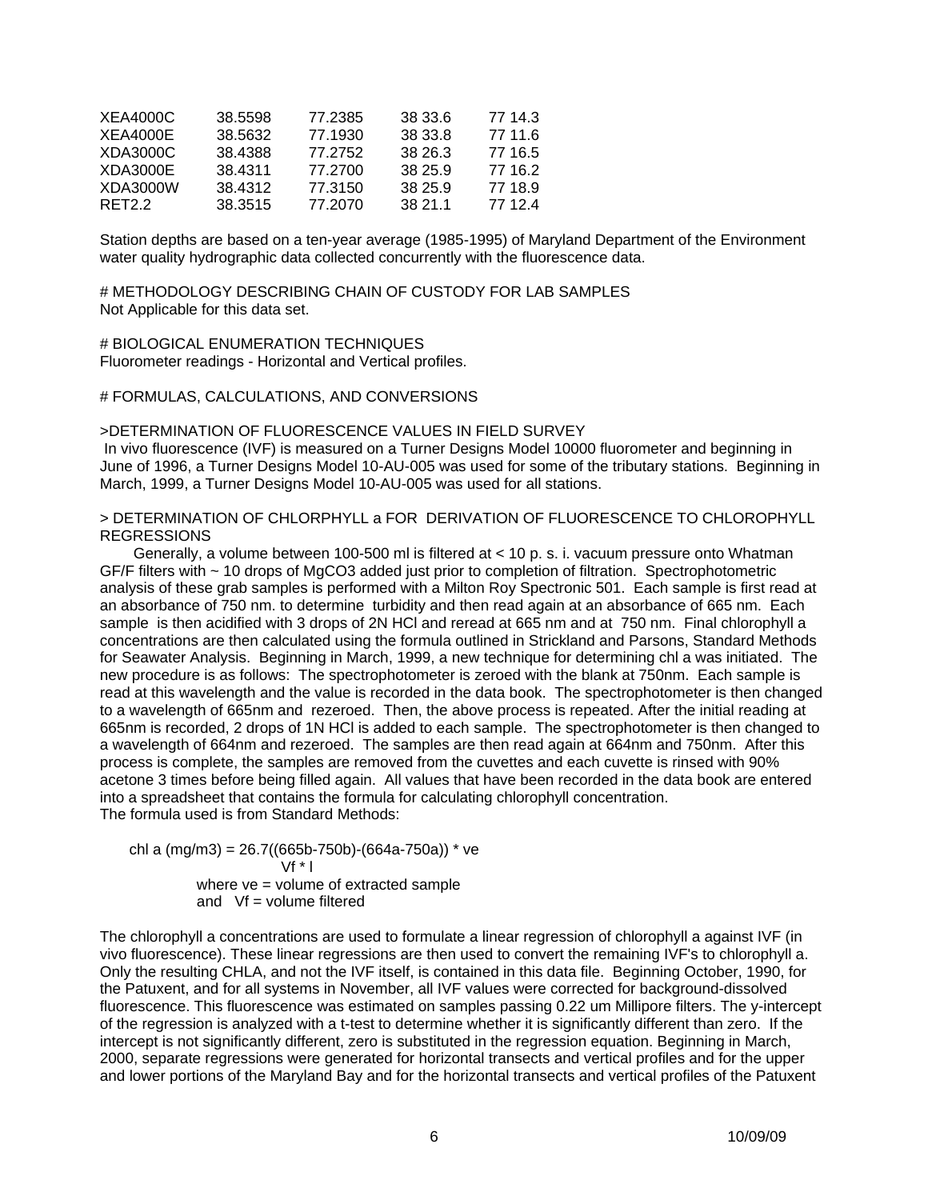| | | | | |
|---|---|---|---|---|
| XEA4000C | 38.5598 | 77.2385 | 38 33.6 | 77 14.3 |
| XEA4000E | 38.5632 | 77.1930 | 38 33.8 | 77 11.6 |
| XDA3000C | 38.4388 | 77.2752 | 38 26.3 | 77 16.5 |
| XDA3000E | 38.4311 | 77.2700 | 38 25.9 | 77 16.2 |
| XDA3000W | 38.4312 | 77.3150 | 38 25.9 | 77 18.9 |
| RET2.2 | 38.3515 | 77.2070 | 38 21.1 | 77 12.4 |

Station depths are based on a ten-year average (1985-1995) of Maryland Department of the Environment water quality hydrographic data collected concurrently with the fluorescence data.

# METHODOLOGY DESCRIBING CHAIN OF CUSTODY FOR LAB SAMPLES

Not Applicable for this data set.

# BIOLOGICAL ENUMERATION TECHNIQUES

Fluorometer readings - Horizontal and Vertical profiles.

# FORMULAS, CALCULATIONS, AND CONVERSIONS

>DETERMINATION OF FLUORESCENCE VALUES IN FIELD SURVEY

In vivo fluorescence (IVF) is measured on a Turner Designs Model 10000 fluorometer and beginning in June of 1996, a Turner Designs Model 10-AU-005 was used for some of the tributary stations. Beginning in March, 1999, a Turner Designs Model 10-AU-005 was used for all stations.

> DETERMINATION OF CHLORPHYLL a FOR DERIVATION OF FLUORESCENCE TO CHLOROPHYLL REGRESSIONS

Generally, a volume between 100-500 ml is filtered at < 10 p. s. i. vacuum pressure onto Whatman GF/F filters with ~ 10 drops of $MgCO_3$ added just prior to completion of filtration. Spectrophotometric analysis of these grab samples is performed with a Milton Roy Spectronic 501. Each sample is first read at an absorbance of 750 nm. to determine turbidity and then read again at an absorbance of 665 nm. Each sample is then acidified with 3 drops of 2N HCl and reread at 665 nm and at 750 nm. Final chlorophyll a concentrations are then calculated using the formula outlined in Strickland and Parsons, Standard Methods for Seawater Analysis. Beginning in March, 1999, a new technique for determining chl a was initiated. The new procedure is as follows: The spectrophotometer is zeroed with the blank at 750nm. Each sample is read at this wavelength and the value is recorded in the data book. The spectrophotometer is then changed to a wavelength of 665nm and rezeroed. Then, the above process is repeated. After the initial reading at 665nm is recorded, 2 drops of 1N HCl is added to each sample. The spectrophotometer is then changed to a wavelength of 664nm and rezeroed. The samples are then read again at 664nm and 750nm. After this process is complete, the samples are removed from the cuvettes and each cuvette is rinsed with 90% acetone 3 times before being filled again. All values that have been recorded in the data book are entered into a spreadsheet that contains the formula for calculating chlorophyll concentration.
The formula used is from Standard Methods:

$$\text{chl a (mg/m3)} = \frac{26.7((665b-750b)-(664a-750a)) * ve}{Vf * l}$$

where ve = volume of extracted sample
and Vf = volume filtered

The chlorophyll a concentrations are used to formulate a linear regression of chlorophyll a against IVF (in vivo fluorescence). These linear regressions are then used to convert the remaining IVF's to chlorophyll a. Only the resulting CHLA, and not the IVF itself, is contained in this data file. Beginning October, 1990, for the Patuxent, and for all systems in November, all IVF values were corrected for background-dissolved fluorescence. This fluorescence was estimated on samples passing 0.22 um Millipore filters. The y-intercept of the regression is analyzed with a t-test to determine whether it is significantly different than zero. If the intercept is not significantly different, zero is substituted in the regression equation. Beginning in March, 2000, separate regressions were generated for horizontal transects and vertical profiles and for the upper and lower portions of the Maryland Bay and for the horizontal transects and vertical profiles of the Patuxent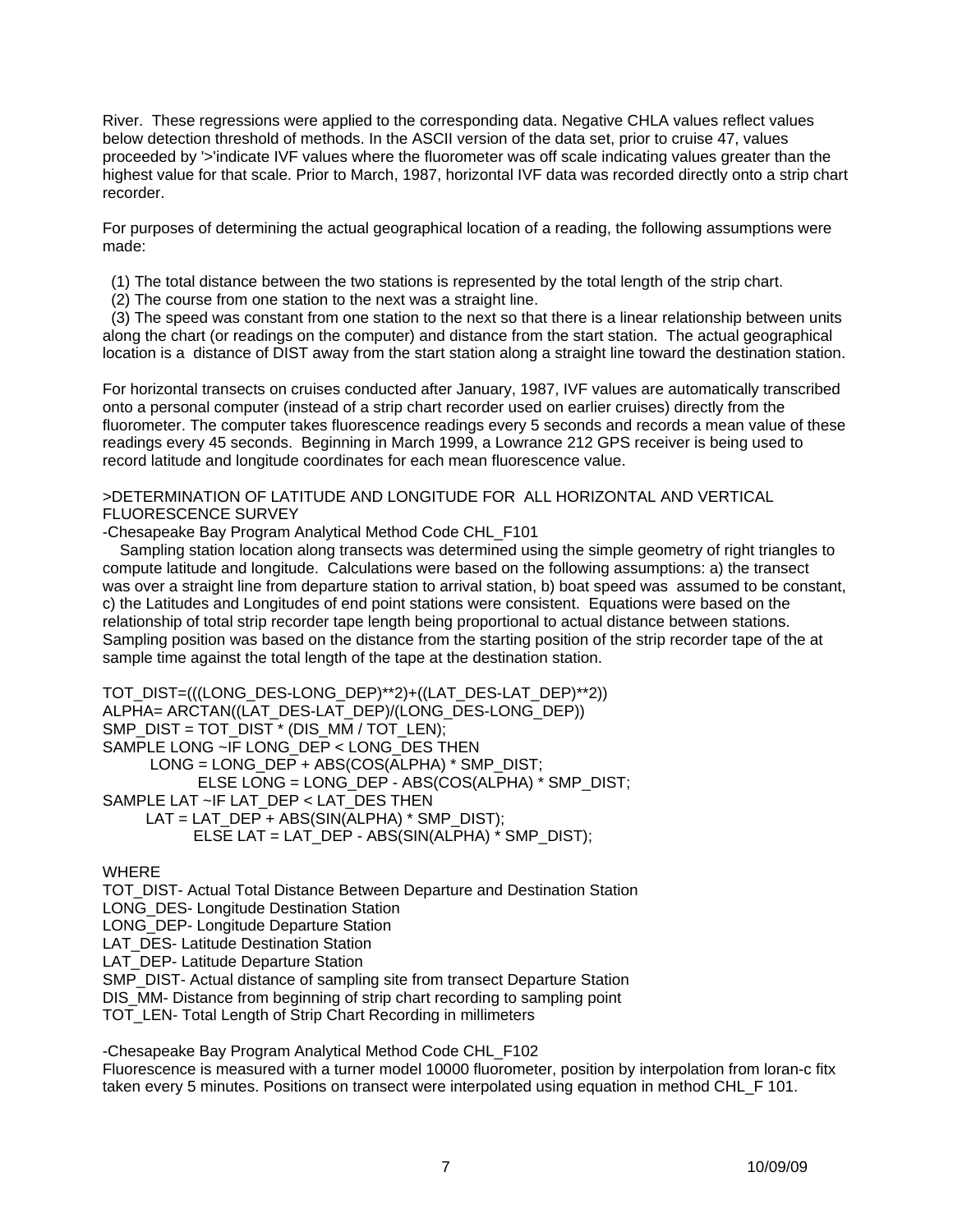River. These regressions were applied to the corresponding data. Negative CHLA values reflect values below detection threshold of methods. In the ASCII version of the data set, prior to cruise 47, values proceeded by '>'indicate IVF values where the fluorometer was off scale indicating values greater than the highest value for that scale. Prior to March, 1987, horizontal IVF data was recorded directly onto a strip chart recorder.

For purposes of determining the actual geographical location of a reading, the following assumptions were made:

(1) The total distance between the two stations is represented by the total length of the strip chart.
(2) The course from one station to the next was a straight line.
(3) The speed was constant from one station to the next so that there is a linear relationship between units along the chart (or readings on the computer) and distance from the start station. The actual geographical location is a distance of DIST away from the start station along a straight line toward the destination station.

For horizontal transects on cruises conducted after January, 1987, IVF values are automatically transcribed onto a personal computer (instead of a strip chart recorder used on earlier cruises) directly from the fluorometer. The computer takes fluorescence readings every 5 seconds and records a mean value of these readings every 45 seconds. Beginning in March 1999, a Lowrance 212 GPS receiver is being used to record latitude and longitude coordinates for each mean fluorescence value.

>DETERMINATION OF LATITUDE AND LONGITUDE FOR ALL HORIZONTAL AND VERTICAL FLUORESCENCE SURVEY

-Chesapeake Bay Program Analytical Method Code CHL_F101

Sampling station location along transects was determined using the simple geometry of right triangles to compute latitude and longitude. Calculations were based on the following assumptions: a) the transect was over a straight line from departure station to arrival station, b) boat speed was assumed to be constant, c) the Latitudes and Longitudes of end point stations were consistent. Equations were based on the relationship of total strip recorder tape length being proportional to actual distance between stations. Sampling position was based on the distance from the starting position of the strip recorder tape of the at sample time against the total length of the tape at the destination station.

```
TOT_DIST=(((LONG_DES-LONG_DEP)**2)+((LAT_DES-LAT_DEP)**2))
ALPHA= ARCTAN((LAT_DES-LAT_DEP)/(LONG_DES-LONG_DEP))
SMP_DIST = TOT_DIST * (DIS_MM / TOT_LEN);
SAMPLE LONG ~IF LONG_DEP < LONG_DES THEN
        LONG = LONG_DEP + ABS(COS(ALPHA) * SMP_DIST;
                ELSE LONG = LONG_DEP - ABS(COS(ALPHA) * SMP_DIST;
SAMPLE LAT ~IF LAT_DEP < LAT_DES THEN
        LAT = LAT_DEP + ABS(SIN(ALPHA) * SMP_DIST);
                ELSE LAT = LAT_DEP - ABS(SIN(ALPHA) * SMP_DIST);
```

WHERE

TOT_DIST- Actual Total Distance Between Departure and Destination Station
LONG_DES- Longitude Destination Station
LONG_DEP- Longitude Departure Station
LAT_DES- Latitude Destination Station
LAT_DEP- Latitude Departure Station
SMP_DIST- Actual distance of sampling site from transect Departure Station
DIS_MM- Distance from beginning of strip chart recording to sampling point
TOT_LEN- Total Length of Strip Chart Recording in millimeters

-Chesapeake Bay Program Analytical Method Code CHL_F102

Fluorescence is measured with a turner model 10000 fluorometer, position by interpolation from loran-c fitx taken every 5 minutes. Positions on transect were interpolated using equation in method CHL_F 101.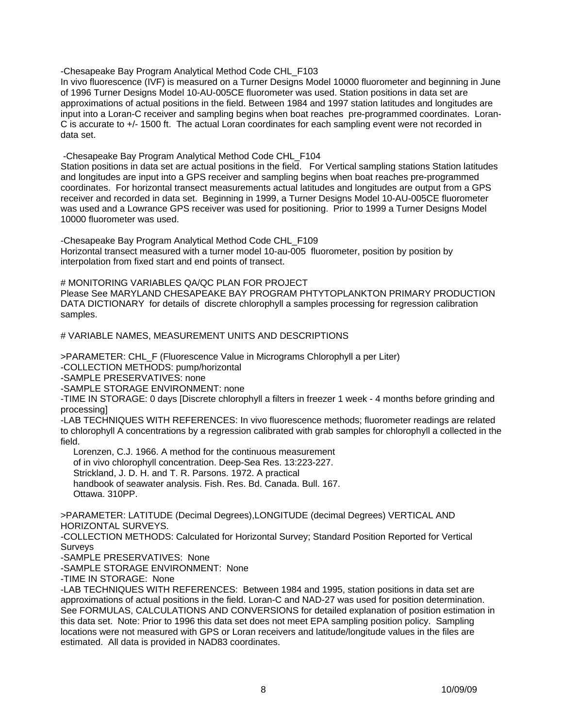-Chesapeake Bay Program Analytical Method Code CHL_F103
In vivo fluorescence (IVF) is measured on a Turner Designs Model 10000 fluorometer and beginning in June of 1996 Turner Designs Model 10-AU-005CE fluorometer was used. Station positions in data set are approximations of actual positions in the field. Between 1984 and 1997 station latitudes and longitudes are input into a Loran-C receiver and sampling begins when boat reaches pre-programmed coordinates. Loran-C is accurate to +/- 1500 ft. The actual Loran coordinates for each sampling event were not recorded in data set.

-Chesapeake Bay Program Analytical Method Code CHL_F104
Station positions in data set are actual positions in the field. For Vertical sampling stations Station latitudes and longitudes are input into a GPS receiver and sampling begins when boat reaches pre-programmed coordinates. For horizontal transect measurements actual latitudes and longitudes are output from a GPS receiver and recorded in data set. Beginning in 1999, a Turner Designs Model 10-AU-005CE fluorometer was used and a Lowrance GPS receiver was used for positioning. Prior to 1999 a Turner Designs Model 10000 fluorometer was used.

-Chesapeake Bay Program Analytical Method Code CHL_F109
Horizontal transect measured with a turner model 10-au-005 fluorometer, position by position by interpolation from fixed start and end points of transect.

# MONITORING VARIABLES QA/QC PLAN FOR PROJECT

Please See MARYLAND CHESAPEAKE BAY PROGRAM PHTYTOPLANKTON PRIMARY PRODUCTION DATA DICTIONARY for details of discrete chlorophyll a samples processing for regression calibration samples.

# VARIABLE NAMES, MEASUREMENT UNITS AND DESCRIPTIONS

>PARAMETER: CHL_F (Fluorescence Value in Micrograms Chlorophyll a per Liter)
-COLLECTION METHODS: pump/horizontal
-SAMPLE PRESERVATIVES: none
-SAMPLE STORAGE ENVIRONMENT: none
-TIME IN STORAGE: 0 days [Discrete chlorophyll a filters in freezer 1 week - 4 months before grinding and processing]
-LAB TECHNIQUES WITH REFERENCES: In vivo fluorescence methods; fluorometer readings are related to chlorophyll A concentrations by a regression calibrated with grab samples for chlorophyll a collected in the field.

Lorenzen, C.J. 1966. A method for the continuous measurement of in vivo chlorophyll concentration. Deep-Sea Res. 13:223-227.
Strickland, J. D. H. and T. R. Parsons. 1972. A practical handbook of seawater analysis. Fish. Res. Bd. Canada. Bull. 167. Ottawa. 310PP.

>PARAMETER: LATITUDE (Decimal Degrees),LONGITUDE (decimal Degrees) VERTICAL AND HORIZONTAL SURVEYS.
-COLLECTION METHODS: Calculated for Horizontal Survey; Standard Position Reported for Vertical Surveys
-SAMPLE PRESERVATIVES: None
-SAMPLE STORAGE ENVIRONMENT: None
-TIME IN STORAGE: None
-LAB TECHNIQUES WITH REFERENCES: Between 1984 and 1995, station positions in data set are approximations of actual positions in the field. Loran-C and NAD-27 was used for position determination. See FORMULAS, CALCULATIONS AND CONVERSIONS for detailed explanation of position estimation in this data set. Note: Prior to 1996 this data set does not meet EPA sampling position policy. Sampling locations were not measured with GPS or Loran receivers and latitude/longitude values in the files are estimated. All data is provided in NAD83 coordinates.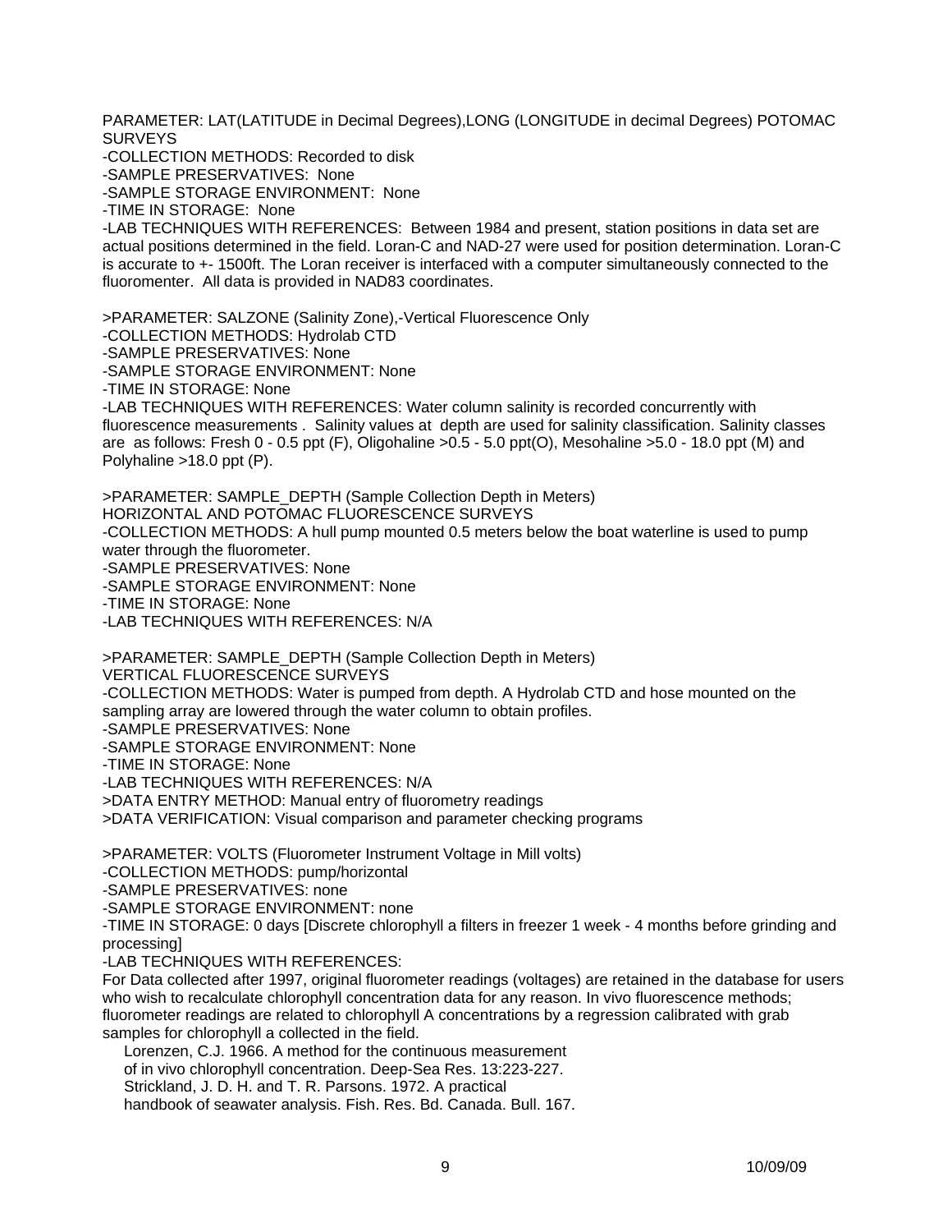PARAMETER: LAT(LATITUDE in Decimal Degrees),LONG (LONGITUDE in decimal Degrees) POTOMAC SURVEYS
-COLLECTION METHODS: Recorded to disk
-SAMPLE PRESERVATIVES: None
-SAMPLE STORAGE ENVIRONMENT: None
-TIME IN STORAGE: None
-LAB TECHNIQUES WITH REFERENCES: Between 1984 and present, station positions in data set are actual positions determined in the field. Loran-C and NAD-27 were used for position determination. Loran-C is accurate to +- 1500ft. The Loran receiver is interfaced with a computer simultaneously connected to the fluoromenter. All data is provided in NAD83 coordinates.

>PARAMETER: SALZONE (Salinity Zone),-Vertical Fluorescence Only
-COLLECTION METHODS: Hydrolab CTD
-SAMPLE PRESERVATIVES: None
-SAMPLE STORAGE ENVIRONMENT: None
-TIME IN STORAGE: None
-LAB TECHNIQUES WITH REFERENCES: Water column salinity is recorded concurrently with fluorescence measurements . Salinity values at depth are used for salinity classification. Salinity classes are as follows: Fresh 0 - 0.5 ppt (F), Oligohaline >0.5 - 5.0 ppt(O), Mesohaline >5.0 - 18.0 ppt (M) and Polyhaline >18.0 ppt (P).

>PARAMETER: SAMPLE_DEPTH (Sample Collection Depth in Meters)
HORIZONTAL AND POTOMAC FLUORESCENCE SURVEYS
-COLLECTION METHODS: A hull pump mounted 0.5 meters below the boat waterline is used to pump water through the fluorometer.
-SAMPLE PRESERVATIVES: None
-SAMPLE STORAGE ENVIRONMENT: None
-TIME IN STORAGE: None
-LAB TECHNIQUES WITH REFERENCES: N/A

>PARAMETER: SAMPLE_DEPTH (Sample Collection Depth in Meters)
VERTICAL FLUORESCENCE SURVEYS
-COLLECTION METHODS: Water is pumped from depth. A Hydrolab CTD and hose mounted on the sampling array are lowered through the water column to obtain profiles.
-SAMPLE PRESERVATIVES: None
-SAMPLE STORAGE ENVIRONMENT: None
-TIME IN STORAGE: None
-LAB TECHNIQUES WITH REFERENCES: N/A
>DATA ENTRY METHOD: Manual entry of fluorometry readings
>DATA VERIFICATION: Visual comparison and parameter checking programs

>PARAMETER: VOLTS (Fluorometer Instrument Voltage in Mill volts)
-COLLECTION METHODS: pump/horizontal
-SAMPLE PRESERVATIVES: none
-SAMPLE STORAGE ENVIRONMENT: none
-TIME IN STORAGE: 0 days [Discrete chlorophyll a filters in freezer 1 week - 4 months before grinding and processing]
-LAB TECHNIQUES WITH REFERENCES:
For Data collected after 1997, original fluorometer readings (voltages) are retained in the database for users who wish to recalculate chlorophyll concentration data for any reason. In vivo fluorescence methods; fluorometer readings are related to chlorophyll A concentrations by a regression calibrated with grab samples for chlorophyll a collected in the field.

Lorenzen, C.J. 1966. A method for the continuous measurement of in vivo chlorophyll concentration. Deep-Sea Res. 13:223-227.

Strickland, J. D. H. and T. R. Parsons. 1972. A practical handbook of seawater analysis. Fish. Res. Bd. Canada. Bull. 167.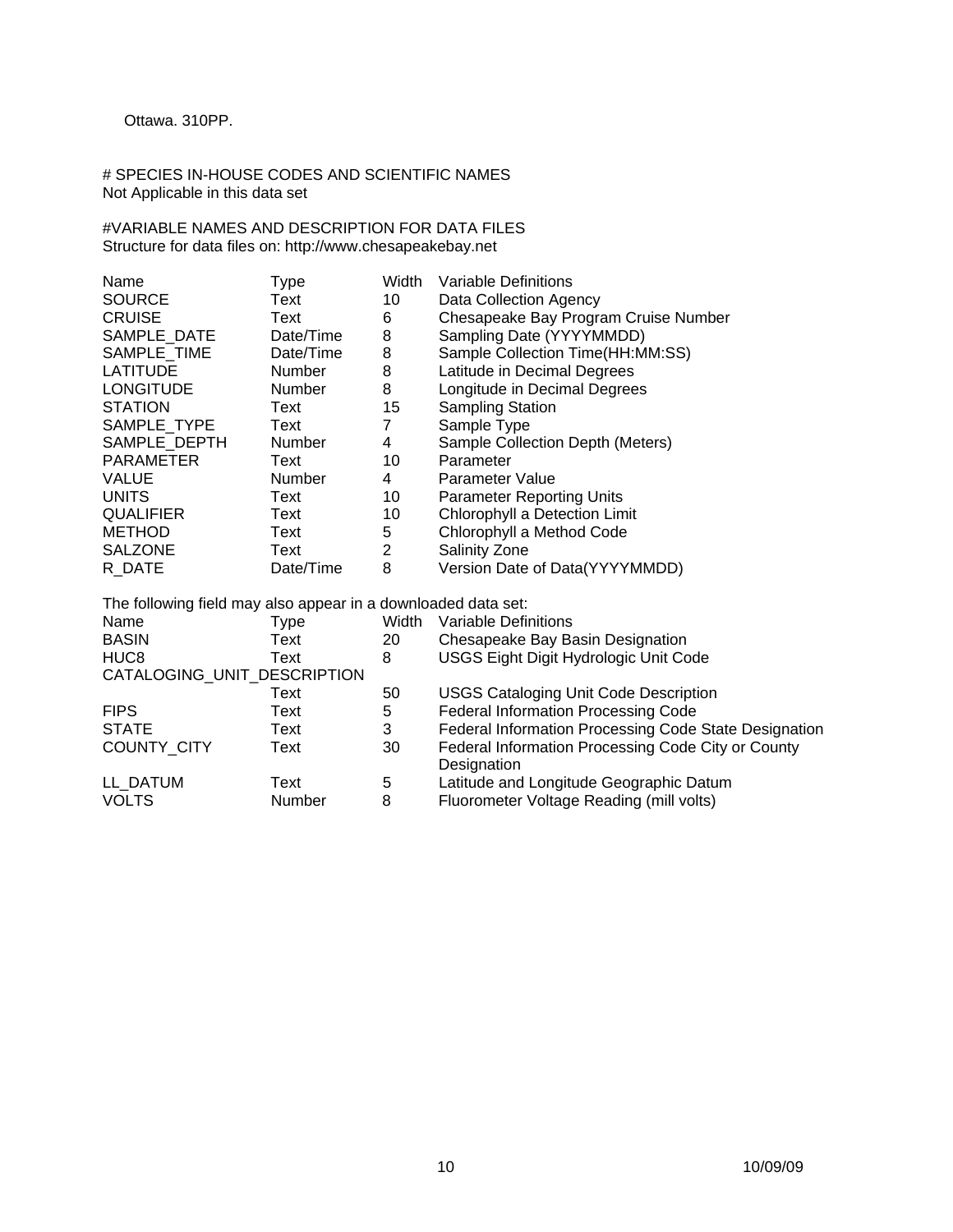Ottawa. 310PP.

# SPECIES IN-HOUSE CODES AND SCIENTIFIC NAMES

Not Applicable in this data set

#VARIABLE NAMES AND DESCRIPTION FOR DATA FILES

Structure for data files on: http://www.chesapeakebay.net

| Name | Type | Width | Variable Definitions |
|---|---|---|---|
| SOURCE | Text | 10 | Data Collection Agency |
| CRUISE | Text | 6 | Chesapeake Bay Program Cruise Number |
| SAMPLE_DATE | Date/Time | 8 | Sampling Date (YYYYMMDD) |
| SAMPLE_TIME | Date/Time | 8 | Sample Collection Time(HH:MM:SS) |
| LATITUDE | Number | 8 | Latitude in Decimal Degrees |
| LONGITUDE | Number | 8 | Longitude in Decimal Degrees |
| STATION | Text | 15 | Sampling Station |
| SAMPLE_TYPE | Text | 7 | Sample Type |
| SAMPLE_DEPTH | Number | 4 | Sample Collection Depth (Meters) |
| PARAMETER | Text | 10 | Parameter |
| VALUE | Number | 4 | Parameter Value |
| UNITS | Text | 10 | Parameter Reporting Units |
| QUALIFIER | Text | 10 | Chlorophyll a Detection Limit |
| METHOD | Text | 5 | Chlorophyll a Method Code |
| SALZONE | Text | 2 | Salinity Zone |
| R_DATE | Date/Time | 8 | Version Date of Data(YYYYMMDD) |

The following field may also appear in a downloaded data set:

| Name | Type | Width | Variable Definitions |
|---|---|---|---|
| BASIN | Text | 20 | Chesapeake Bay Basin Designation |
| HUC8 | Text | 8 | USGS Eight Digit Hydrologic Unit Code |
| CATALOGING_UNIT_DESCRIPTION | Text | 50 | USGS Cataloging Unit Code Description |
| FIPS | Text | 5 | Federal Information Processing Code |
| STATE | Text | 3 | Federal Information Processing Code State Designation |
| COUNTY_CITY | Text | 30 | Federal Information Processing Code City or County Designation |
| LL_DATUM | Text | 5 | Latitude and Longitude Geographic Datum |
| VOLTS | Number | 8 | Fluorometer Voltage Reading (mill volts) |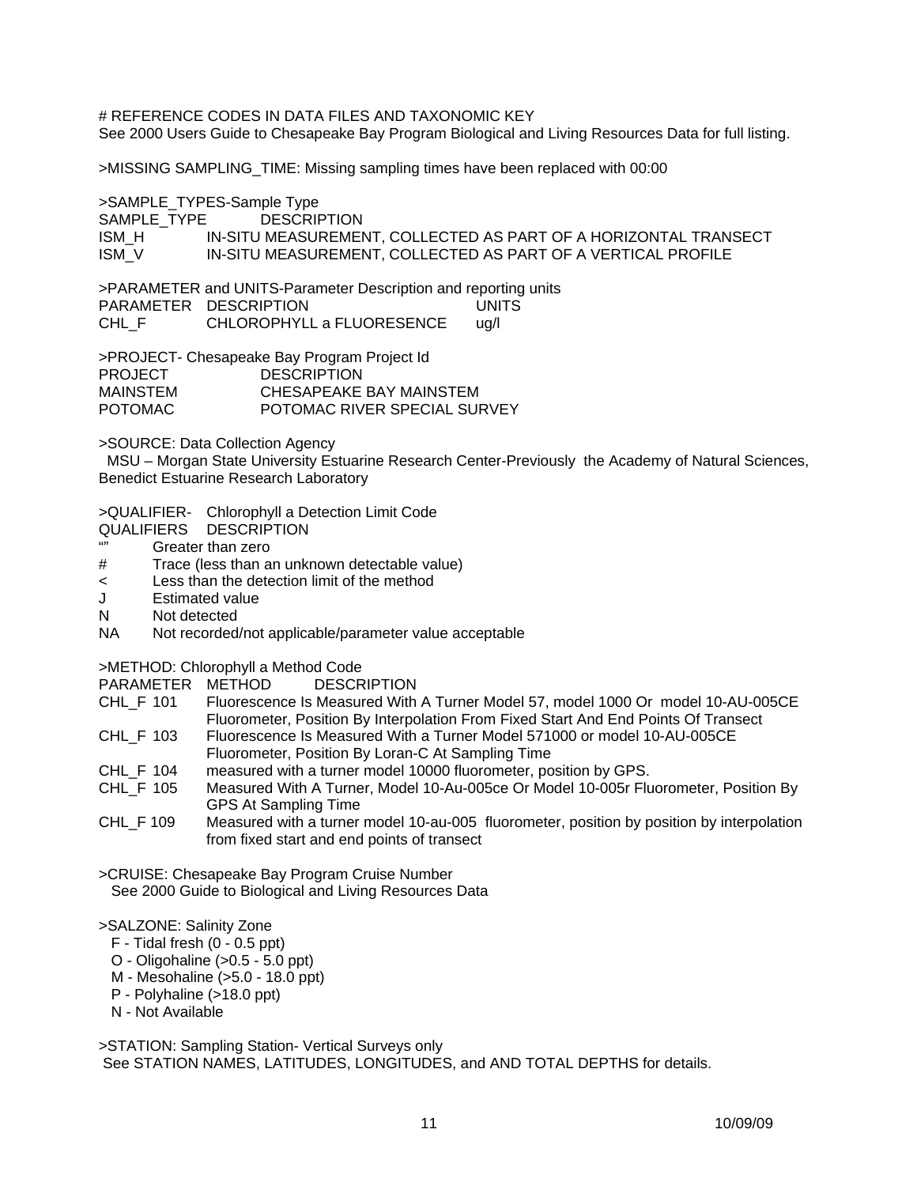# REFERENCE CODES IN DATA FILES AND TAXONOMIC KEY

See 2000 Users Guide to Chesapeake Bay Program Biological and Living Resources Data for full listing.

>MISSING SAMPLING_TIME: Missing sampling times have been replaced with 00:00

>SAMPLE_TYPES-Sample Type

| SAMPLE_TYPE | DESCRIPTION |
|---|---|
| ISM_H | IN-SITU MEASUREMENT, COLLECTED AS PART OF A HORIZONTAL TRANSECT |
| ISM_V | IN-SITU MEASUREMENT, COLLECTED AS PART OF A VERTICAL PROFILE |

>PARAMETER and UNITS-Parameter Description and reporting units

| PARAMETER | DESCRIPTION | UNITS |
|---|---|---|
| CHL_F | CHLOROPHYLL a FLUORESENCE | ug/l |

>PROJECT- Chesapeake Bay Program Project Id

| PROJECT | DESCRIPTION |
|---|---|
| MAINSTEM | CHESAPEAKE BAY MAINSTEM |
| POTOMAC | POTOMAC RIVER SPECIAL SURVEY |

>SOURCE: Data Collection Agency

MSU – Morgan State University Estuarine Research Center-Previously the Academy of Natural Sciences, Benedict Estuarine Research Laboratory

>QUALIFIER- Chlorophyll a Detection Limit Code

| QUALIFIERS | DESCRIPTION |
|---|---|
| "" | Greater than zero |
| # | Trace (less than an unknown detectable value) |
| < | Less than the detection limit of the method |
| J | Estimated value |
| N | Not detected |
| NA | Not recorded/not applicable/parameter value acceptable |

>METHOD: Chlorophyll a Method Code

| PARAMETER | METHOD | DESCRIPTION |
|---|---|---|
| CHL_F | 101 | Fluorescence Is Measured With A Turner Model 57, model 1000 Or model 10-AU-005CE Fluorometer, Position By Interpolation From Fixed Start And End Points Of Transect |
| CHL_F | 103 | Fluorescence Is Measured With a Turner Model 571000 or model 10-AU-005CE Fluorometer, Position By Loran-C At Sampling Time |
| CHL_F | 104 | measured with a turner model 10000 fluorometer, position by GPS. |
| CHL_F | 105 | Measured With A Turner, Model 10-Au-005ce Or Model 10-005r Fluorometer, Position By GPS At Sampling Time |
| CHL_F | 109 | Measured with a turner model 10-au-005 fluorometer, position by position by interpolation from fixed start and end points of transect |

>CRUISE: Chesapeake Bay Program Cruise Number

See 2000 Guide to Biological and Living Resources Data

>SALZONE: Salinity Zone

- F - Tidal fresh (0 - 0.5 ppt)
- O - Oligohaline (>0.5 - 5.0 ppt)
- M - Mesohaline (>5.0 - 18.0 ppt)
- P - Polyhaline (>18.0 ppt)
- N - Not Available

>STATION: Sampling Station- Vertical Surveys only

See STATION NAMES, LATITUDES, LONGITUDES, and AND TOTAL DEPTHS for details.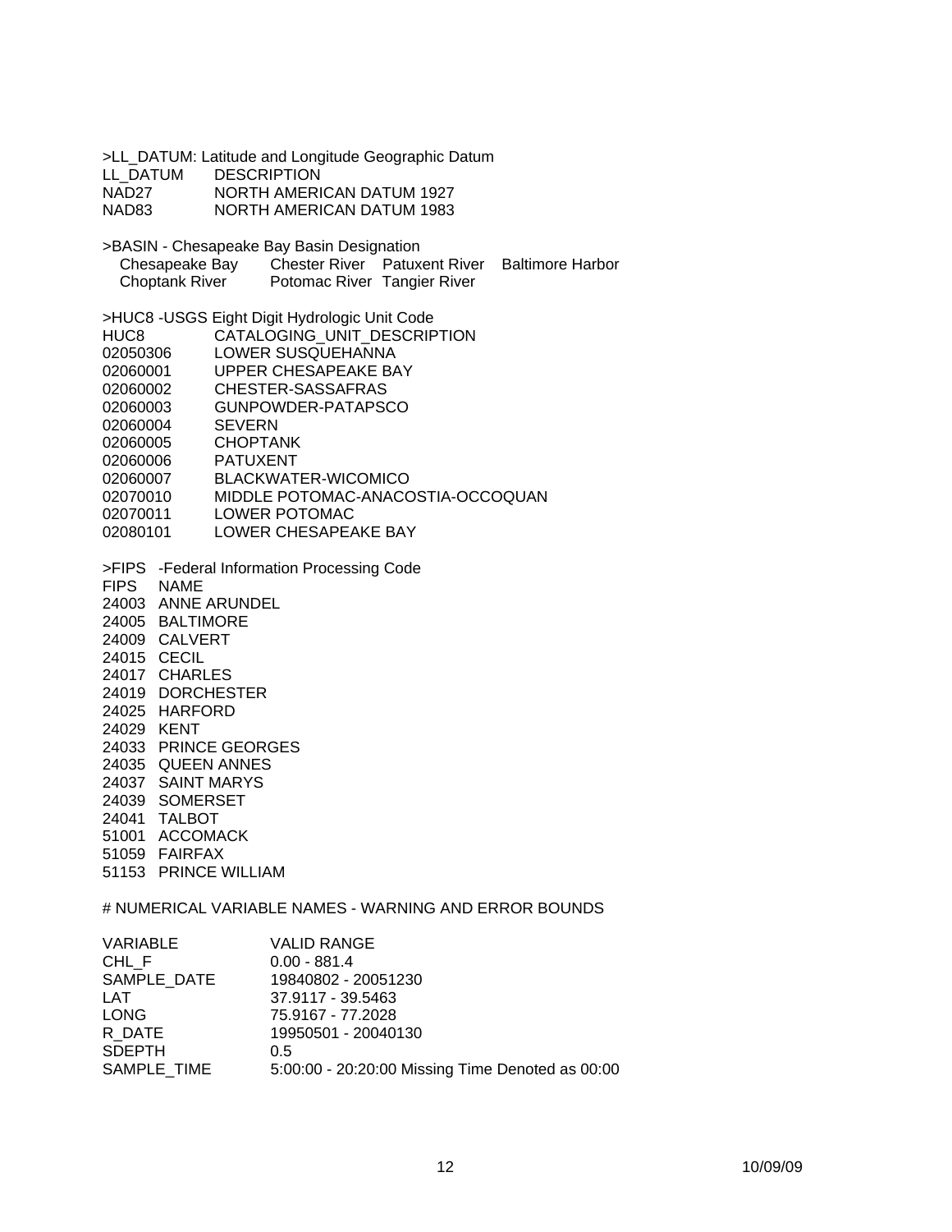>LL_DATUM: Latitude and Longitude Geographic Datum

| LL_DATUM | DESCRIPTION |
| --- | --- |
| NAD27 | NORTH AMERICAN DATUM 1927 |
| NAD83 | NORTH AMERICAN DATUM 1983 |

>BASIN - Chesapeake Bay Basin Designation

| | | | |
| --- | --- | --- | --- |
| Chesapeake Bay | Chester River | Patuxent River | Baltimore Harbor |
| Choptank River | Potomac River | Tangier River | |

>HUC8 -USGS Eight Digit Hydrologic Unit Code

| HUC8 | CATALOGING_UNIT_DESCRIPTION |
| --- | --- |
| 02050306 | LOWER SUSQUEHANNA |
| 02060001 | UPPER CHESAPEAKE BAY |
| 02060002 | CHESTER-SASSAFRAS |
| 02060003 | GUNPOWDER-PATAPSCO |
| 02060004 | SEVERN |
| 02060005 | CHOPTANK |
| 02060006 | PATUXENT |
| 02060007 | BLACKWATER-WICOMICO |
| 02070010 | MIDDLE POTOMAC-ANACOSTIA-OCCOQUAN |
| 02070011 | LOWER POTOMAC |
| 02080101 | LOWER CHESAPEAKE BAY |

>FIPS -Federal Information Processing Code

| FIPS | NAME |
| --- | --- |
| 24003 | ANNE ARUNDEL |
| 24005 | BALTIMORE |
| 24009 | CALVERT |
| 24015 | CECIL |
| 24017 | CHARLES |
| 24019 | DORCHESTER |
| 24025 | HARFORD |
| 24029 | KENT |
| 24033 | PRINCE GEORGES |
| 24035 | QUEEN ANNES |
| 24037 | SAINT MARYS |
| 24039 | SOMERSET |
| 24041 | TALBOT |
| 51001 | ACCOMACK |
| 51059 | FAIRFAX |
| 51153 | PRINCE WILLIAM |

# NUMERICAL VARIABLE NAMES - WARNING AND ERROR BOUNDS

| VARIABLE | VALID RANGE |
| --- | --- |
| CHL_F | 0.00 - 881.4 |
| SAMPLE_DATE | 19840802 - 20051230 |
| LAT | 37.9117 - 39.5463 |
| LONG | 75.9167 - 77.2028 |
| R_DATE | 19950501 - 20040130 |
| SDEPTH | 0.5 |
| SAMPLE_TIME | 5:00:00 - 20:20:00 Missing Time Denoted as 00:00 |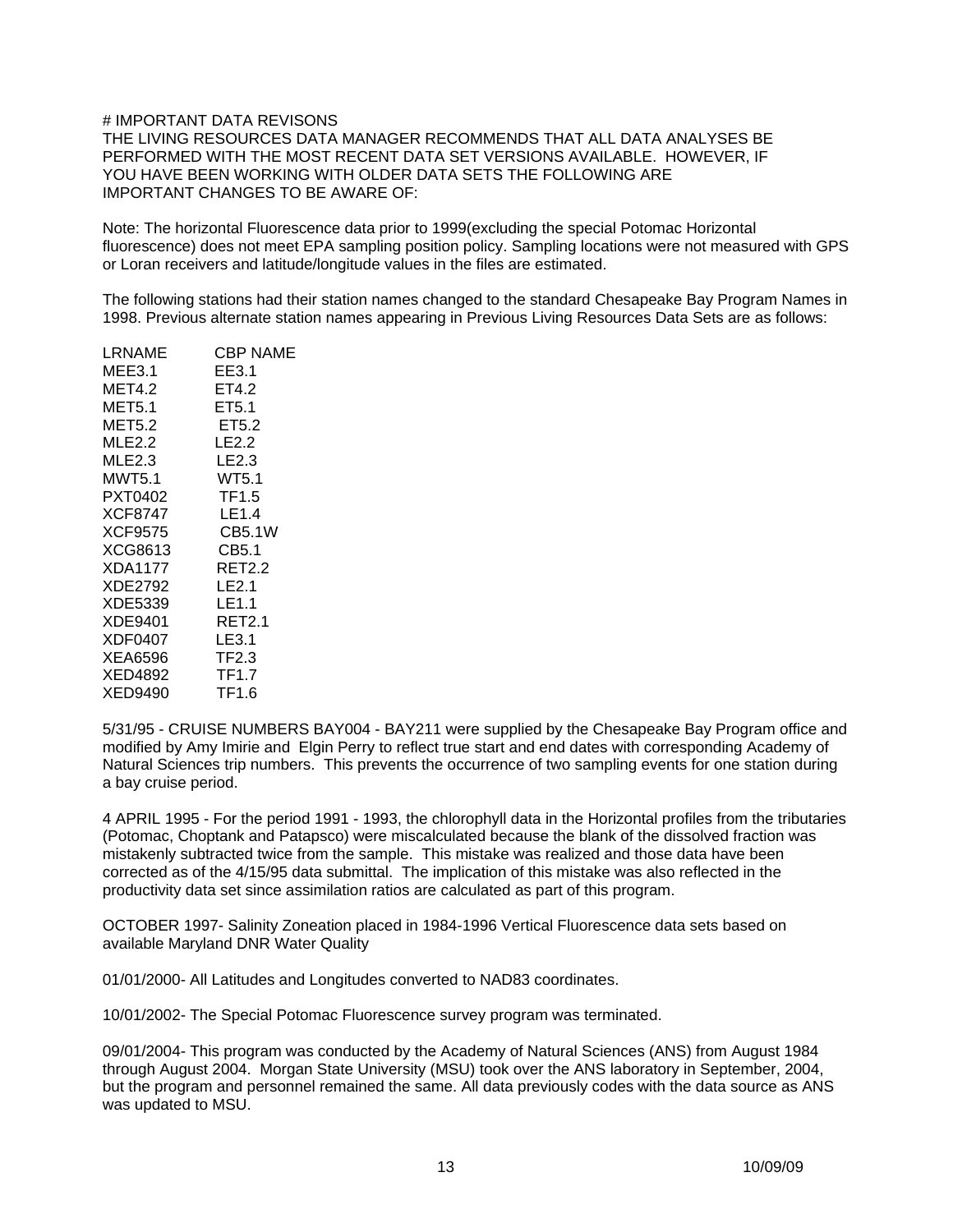# IMPORTANT DATA REVISONS

THE LIVING RESOURCES DATA MANAGER RECOMMENDS THAT ALL DATA ANALYSES BE PERFORMED WITH THE MOST RECENT DATA SET VERSIONS AVAILABLE. HOWEVER, IF YOU HAVE BEEN WORKING WITH OLDER DATA SETS THE FOLLOWING ARE IMPORTANT CHANGES TO BE AWARE OF:

Note: The horizontal Fluorescence data prior to 1999(excluding the special Potomac Horizontal fluorescence) does not meet EPA sampling position policy. Sampling locations were not measured with GPS or Loran receivers and latitude/longitude values in the files are estimated.

The following stations had their station names changed to the standard Chesapeake Bay Program Names in 1998. Previous alternate station names appearing in Previous Living Resources Data Sets are as follows:

| LRNAME | CBP NAME |
|---|---|
| MEE3.1 | EE3.1 |
| MET4.2 | ET4.2 |
| MET5.1 | ET5.1 |
| MET5.2 | ET5.2 |
| MLE2.2 | LE2.2 |
| MLE2.3 | LE2.3 |
| MWT5.1 | WT5.1 |
| PXT0402 | TF1.5 |
| XCF8747 | LE1.4 |
| XCF9575 | CB5.1W |
| XCG8613 | CB5.1 |
| XDA1177 | RET2.2 |
| XDE2792 | LE2.1 |
| XDE5339 | LE1.1 |
| XDE9401 | RET2.1 |
| XDF0407 | LE3.1 |
| XEA6596 | TF2.3 |
| XED4892 | TF1.7 |
| XED9490 | TF1.6 |

5/31/95 - CRUISE NUMBERS BAY004 - BAY211 were supplied by the Chesapeake Bay Program office and modified by Amy Imirie and Elgin Perry to reflect true start and end dates with corresponding Academy of Natural Sciences trip numbers. This prevents the occurrence of two sampling events for one station during a bay cruise period.

4 APRIL 1995 - For the period 1991 - 1993, the chlorophyll data in the Horizontal profiles from the tributaries (Potomac, Choptank and Patapsco) were miscalculated because the blank of the dissolved fraction was mistakenly subtracted twice from the sample. This mistake was realized and those data have been corrected as of the 4/15/95 data submittal. The implication of this mistake was also reflected in the productivity data set since assimilation ratios are calculated as part of this program.

OCTOBER 1997- Salinity Zoneation placed in 1984-1996 Vertical Fluorescence data sets based on available Maryland DNR Water Quality

01/01/2000- All Latitudes and Longitudes converted to NAD83 coordinates.

10/01/2002- The Special Potomac Fluorescence survey program was terminated.

09/01/2004- This program was conducted by the Academy of Natural Sciences (ANS) from August 1984 through August 2004. Morgan State University (MSU) took over the ANS laboratory in September, 2004, but the program and personnel remained the same. All data previously codes with the data source as ANS was updated to MSU.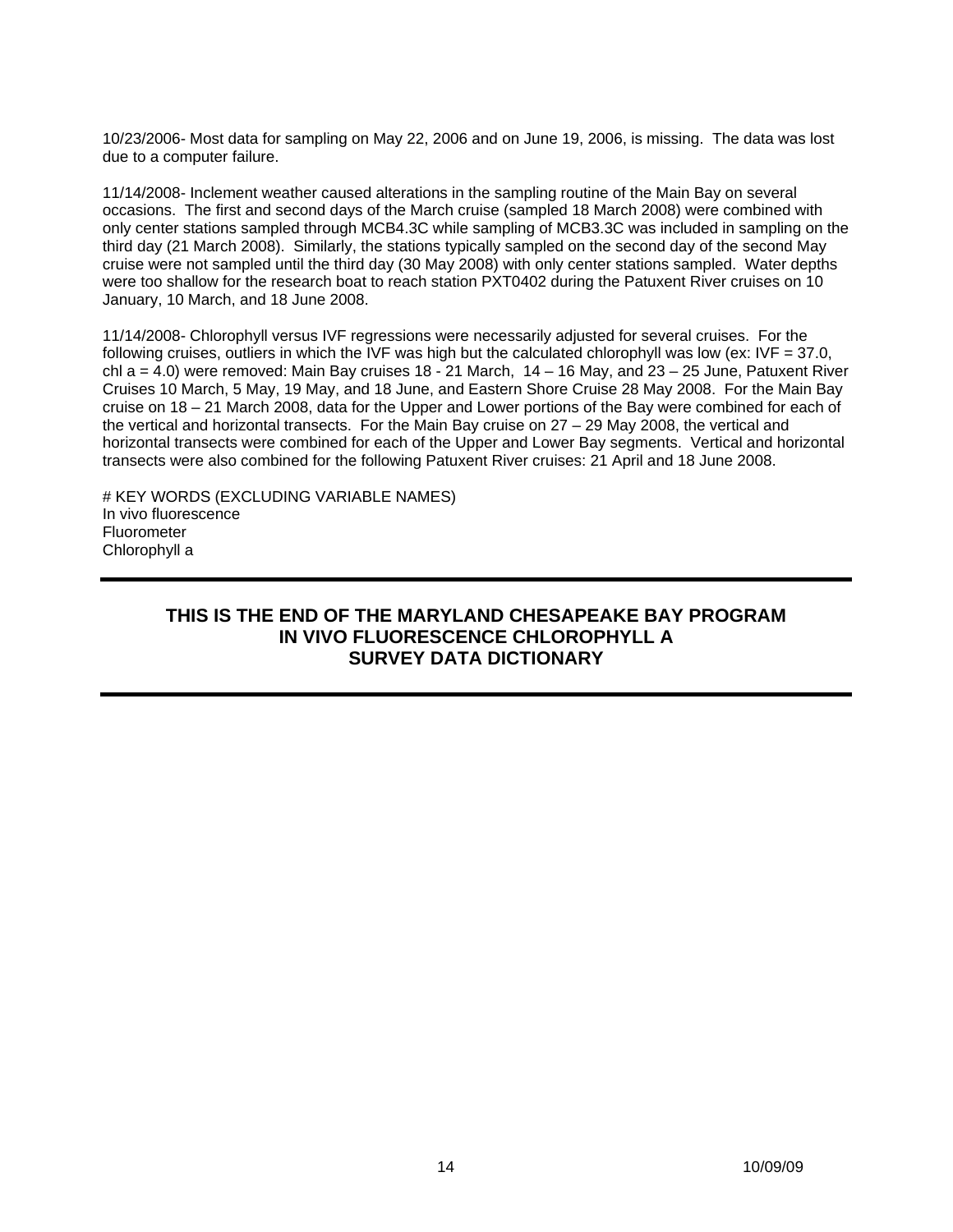10/23/2006- Most data for sampling on May 22, 2006 and on June 19, 2006, is missing. The data was lost due to a computer failure.

11/14/2008- Inclement weather caused alterations in the sampling routine of the Main Bay on several occasions. The first and second days of the March cruise (sampled 18 March 2008) were combined with only center stations sampled through MCB4.3C while sampling of MCB3.3C was included in sampling on the third day (21 March 2008). Similarly, the stations typically sampled on the second day of the second May cruise were not sampled until the third day (30 May 2008) with only center stations sampled. Water depths were too shallow for the research boat to reach station PXT0402 during the Patuxent River cruises on 10 January, 10 March, and 18 June 2008.

11/14/2008- Chlorophyll versus IVF regressions were necessarily adjusted for several cruises. For the following cruises, outliers in which the IVF was high but the calculated chlorophyll was low (ex: IVF = 37.0, chl a = 4.0) were removed: Main Bay cruises 18 - 21 March, 14 – 16 May, and 23 – 25 June, Patuxent River Cruises 10 March, 5 May, 19 May, and 18 June, and Eastern Shore Cruise 28 May 2008. For the Main Bay cruise on 18 – 21 March 2008, data for the Upper and Lower portions of the Bay were combined for each of the vertical and horizontal transects. For the Main Bay cruise on 27 – 29 May 2008, the vertical and horizontal transects were combined for each of the Upper and Lower Bay segments. Vertical and horizontal transects were also combined for the following Patuxent River cruises: 21 April and 18 June 2008.

# KEY WORDS (EXCLUDING VARIABLE NAMES)
In vivo fluorescence
Fluorometer
Chlorophyll a

---

**THIS IS THE END OF THE MARYLAND CHESAPEAKE BAY PROGRAM IN VIVO FLUORESCENCE CHLOROPHYLL A SURVEY DATA DICTIONARY**

---